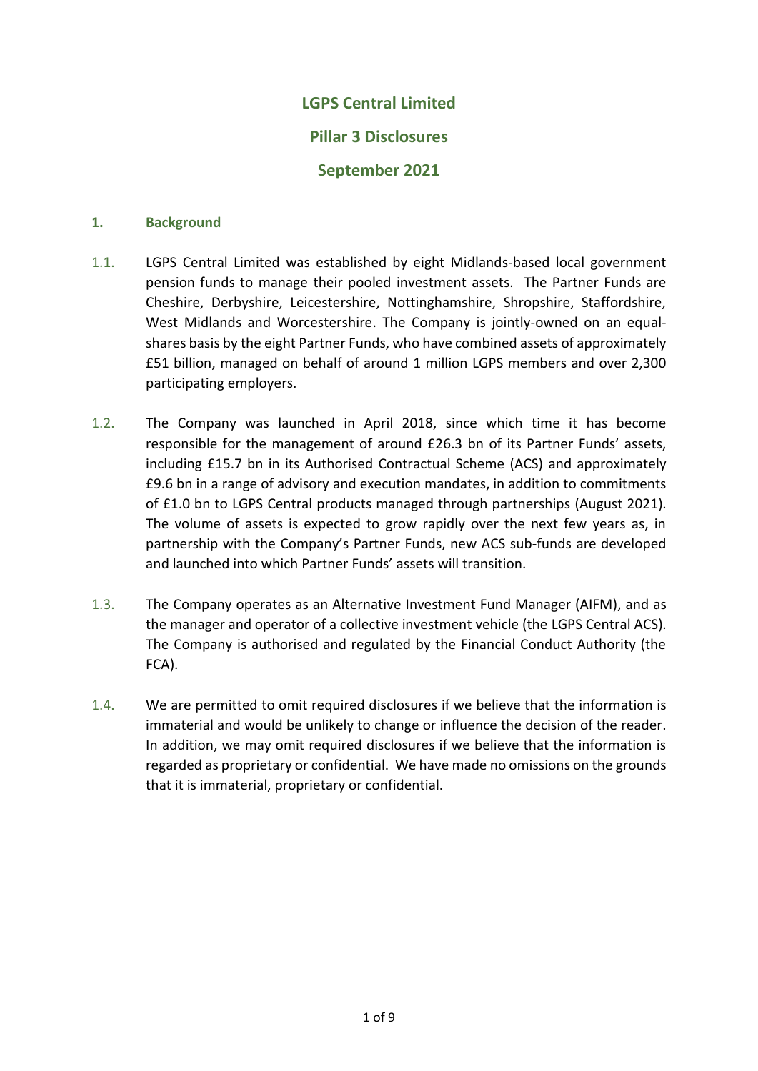# LGPS Central Limited

## Pillar 3 Disclosures

## September 2021

### 1. Background

1.1. LGPS Central Limited was established by eight Midlands-based local government pension funds to manage their pooled investment assets. The Partner Funds are Cheshire, Derbyshire, Leicestershire, Nottinghamshire, Shropshire, Staffordshire, West Midlands and Worcestershire. The Company is jointly-owned on an equal-shares basis by the eight Partner Funds, who have combined assets of approximately £51 billion, managed on behalf of around 1 million LGPS members and over 2,300 participating employers.

1.2. The Company was launched in April 2018, since which time it has become responsible for the management of around £26.3 bn of its Partner Funds' assets, including £15.7 bn in its Authorised Contractual Scheme (ACS) and approximately £9.6 bn in a range of advisory and execution mandates, in addition to commitments of £1.0 bn to LGPS Central products managed through partnerships (August 2021). The volume of assets is expected to grow rapidly over the next few years as, in partnership with the Company's Partner Funds, new ACS sub-funds are developed and launched into which Partner Funds' assets will transition.

1.3. The Company operates as an Alternative Investment Fund Manager (AIFM), and as the manager and operator of a collective investment vehicle (the LGPS Central ACS). The Company is authorised and regulated by the Financial Conduct Authority (the FCA).

1.4. We are permitted to omit required disclosures if we believe that the information is immaterial and would be unlikely to change or influence the decision of the reader. In addition, we may omit required disclosures if we believe that the information is regarded as proprietary or confidential. We have made no omissions on the grounds that it is immaterial, proprietary or confidential.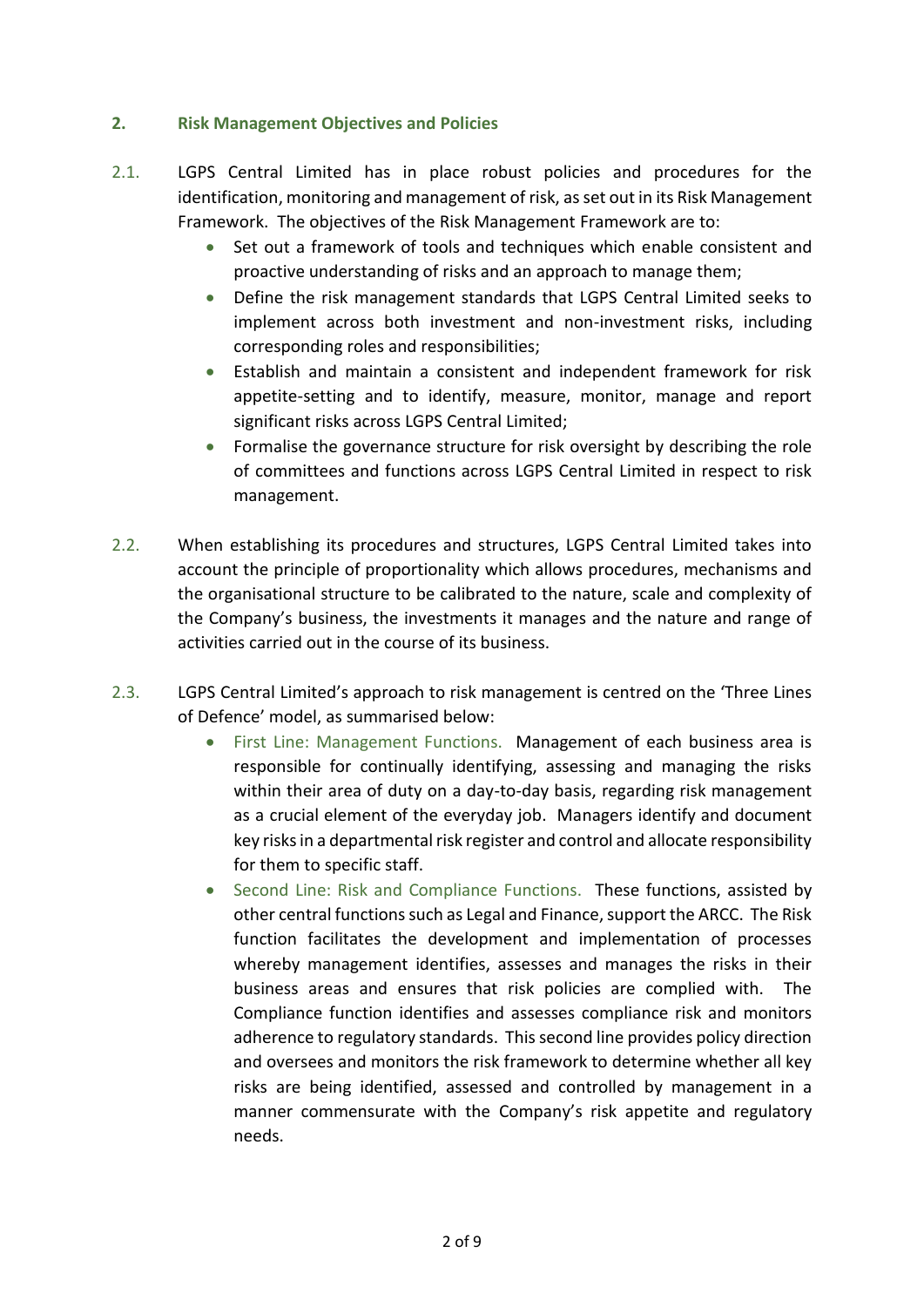## 2. Risk Management Objectives and Policies

2.1. LGPS Central Limited has in place robust policies and procedures for the identification, monitoring and management of risk, as set out in its Risk Management Framework. The objectives of the Risk Management Framework are to:

- Set out a framework of tools and techniques which enable consistent and proactive understanding of risks and an approach to manage them;
- Define the risk management standards that LGPS Central Limited seeks to implement across both investment and non-investment risks, including corresponding roles and responsibilities;
- Establish and maintain a consistent and independent framework for risk appetite-setting and to identify, measure, monitor, manage and report significant risks across LGPS Central Limited;
- Formalise the governance structure for risk oversight by describing the role of committees and functions across LGPS Central Limited in respect to risk management.

2.2. When establishing its procedures and structures, LGPS Central Limited takes into account the principle of proportionality which allows procedures, mechanisms and the organisational structure to be calibrated to the nature, scale and complexity of the Company's business, the investments it manages and the nature and range of activities carried out in the course of its business.

2.3. LGPS Central Limited's approach to risk management is centred on the 'Three Lines of Defence' model, as summarised below:

- First Line: Management Functions. Management of each business area is responsible for continually identifying, assessing and managing the risks within their area of duty on a day-to-day basis, regarding risk management as a crucial element of the everyday job. Managers identify and document key risks in a departmental risk register and control and allocate responsibility for them to specific staff.
- Second Line: Risk and Compliance Functions. These functions, assisted by other central functions such as Legal and Finance, support the ARCC. The Risk function facilitates the development and implementation of processes whereby management identifies, assesses and manages the risks in their business areas and ensures that risk policies are complied with. The Compliance function identifies and assesses compliance risk and monitors adherence to regulatory standards. This second line provides policy direction and oversees and monitors the risk framework to determine whether all key risks are being identified, assessed and controlled by management in a manner commensurate with the Company's risk appetite and regulatory needs.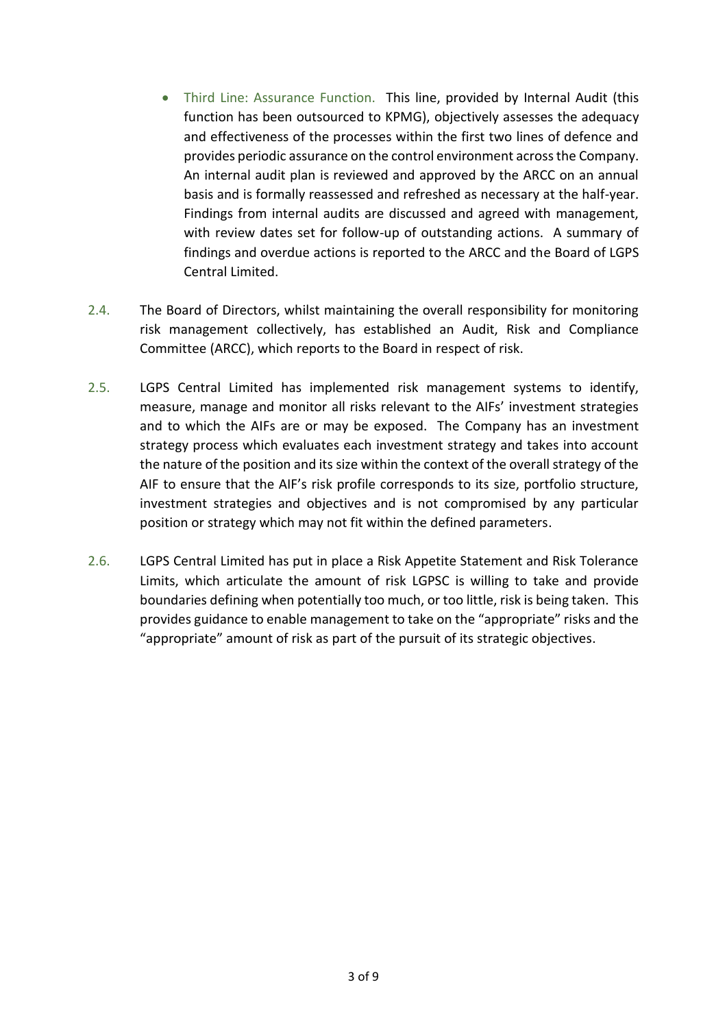- Third Line: Assurance Function. This line, provided by Internal Audit (this function has been outsourced to KPMG), objectively assesses the adequacy and effectiveness of the processes within the first two lines of defence and provides periodic assurance on the control environment across the Company. An internal audit plan is reviewed and approved by the ARCC on an annual basis and is formally reassessed and refreshed as necessary at the half-year. Findings from internal audits are discussed and agreed with management, with review dates set for follow-up of outstanding actions. A summary of findings and overdue actions is reported to the ARCC and the Board of LGPS Central Limited.

2.4. The Board of Directors, whilst maintaining the overall responsibility for monitoring risk management collectively, has established an Audit, Risk and Compliance Committee (ARCC), which reports to the Board in respect of risk.

2.5. LGPS Central Limited has implemented risk management systems to identify, measure, manage and monitor all risks relevant to the AIFs' investment strategies and to which the AIFs are or may be exposed. The Company has an investment strategy process which evaluates each investment strategy and takes into account the nature of the position and its size within the context of the overall strategy of the AIF to ensure that the AIF's risk profile corresponds to its size, portfolio structure, investment strategies and objectives and is not compromised by any particular position or strategy which may not fit within the defined parameters.

2.6. LGPS Central Limited has put in place a Risk Appetite Statement and Risk Tolerance Limits, which articulate the amount of risk LGPSC is willing to take and provide boundaries defining when potentially too much, or too little, risk is being taken. This provides guidance to enable management to take on the "appropriate" risks and the "appropriate" amount of risk as part of the pursuit of its strategic objectives.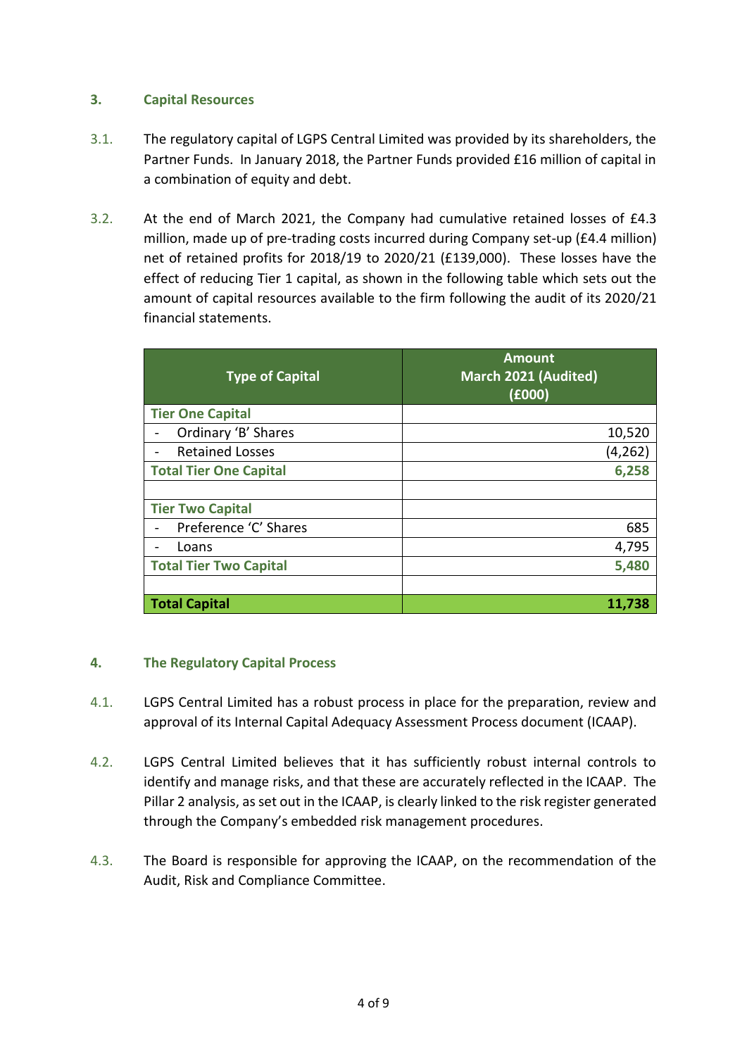## 3. Capital Resources

3.1. The regulatory capital of LGPS Central Limited was provided by its shareholders, the Partner Funds. In January 2018, the Partner Funds provided £16 million of capital in a combination of equity and debt.

3.2. At the end of March 2021, the Company had cumulative retained losses of £4.3 million, made up of pre-trading costs incurred during Company set-up (£4.4 million) net of retained profits for 2018/19 to 2020/21 (£139,000). These losses have the effect of reducing Tier 1 capital, as shown in the following table which sets out the amount of capital resources available to the firm following the audit of its 2020/21 financial statements.

| Type of Capital | Amount March 2021 (Audited) (£000) |
|---|---|
| **Tier One Capital** | |
| - Ordinary 'B' Shares | 10,520 |
| - Retained Losses | (4,262) |
| **Total Tier One Capital** | **6,258** |
| | |
| **Tier Two Capital** | |
| - Preference 'C' Shares | 685 |
| - Loans | 4,795 |
| **Total Tier Two Capital** | **5,480** |
| | |
| **Total Capital** | **11,738** |

## 4. The Regulatory Capital Process

4.1. LGPS Central Limited has a robust process in place for the preparation, review and approval of its Internal Capital Adequacy Assessment Process document (ICAAP).

4.2. LGPS Central Limited believes that it has sufficiently robust internal controls to identify and manage risks, and that these are accurately reflected in the ICAAP. The Pillar 2 analysis, as set out in the ICAAP, is clearly linked to the risk register generated through the Company's embedded risk management procedures.

4.3. The Board is responsible for approving the ICAAP, on the recommendation of the Audit, Risk and Compliance Committee.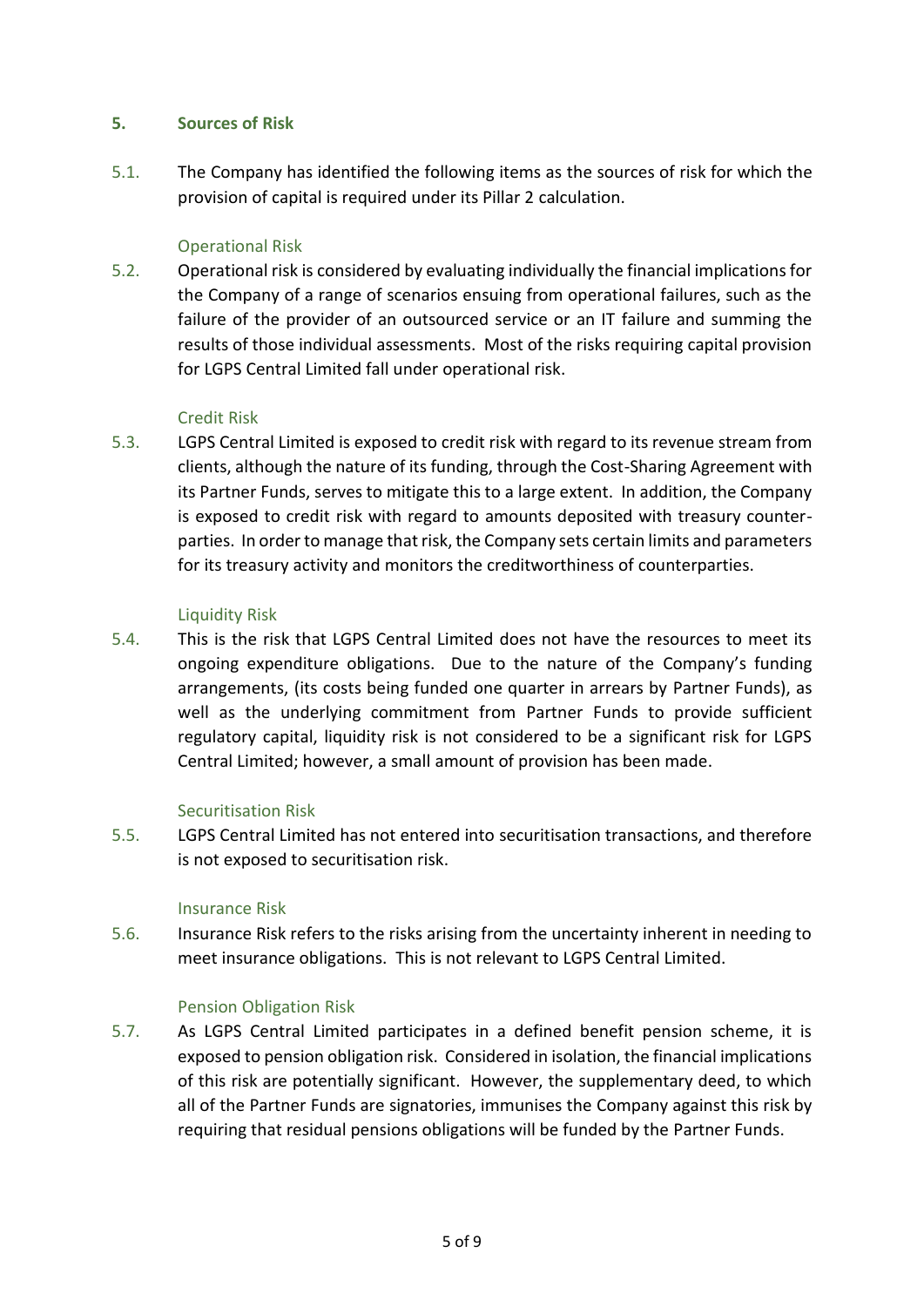## 5. Sources of Risk

5.1. The Company has identified the following items as the sources of risk for which the provision of capital is required under its Pillar 2 calculation.

### Operational Risk

5.2. Operational risk is considered by evaluating individually the financial implications for the Company of a range of scenarios ensuing from operational failures, such as the failure of the provider of an outsourced service or an IT failure and summing the results of those individual assessments. Most of the risks requiring capital provision for LGPS Central Limited fall under operational risk.

### Credit Risk

5.3. LGPS Central Limited is exposed to credit risk with regard to its revenue stream from clients, although the nature of its funding, through the Cost-Sharing Agreement with its Partner Funds, serves to mitigate this to a large extent. In addition, the Company is exposed to credit risk with regard to amounts deposited with treasury counter-parties. In order to manage that risk, the Company sets certain limits and parameters for its treasury activity and monitors the creditworthiness of counterparties.

### Liquidity Risk

5.4. This is the risk that LGPS Central Limited does not have the resources to meet its ongoing expenditure obligations. Due to the nature of the Company's funding arrangements, (its costs being funded one quarter in arrears by Partner Funds), as well as the underlying commitment from Partner Funds to provide sufficient regulatory capital, liquidity risk is not considered to be a significant risk for LGPS Central Limited; however, a small amount of provision has been made.

### Securitisation Risk

5.5. LGPS Central Limited has not entered into securitisation transactions, and therefore is not exposed to securitisation risk.

### Insurance Risk

5.6. Insurance Risk refers to the risks arising from the uncertainty inherent in needing to meet insurance obligations. This is not relevant to LGPS Central Limited.

### Pension Obligation Risk

5.7. As LGPS Central Limited participates in a defined benefit pension scheme, it is exposed to pension obligation risk. Considered in isolation, the financial implications of this risk are potentially significant. However, the supplementary deed, to which all of the Partner Funds are signatories, immunises the Company against this risk by requiring that residual pensions obligations will be funded by the Partner Funds.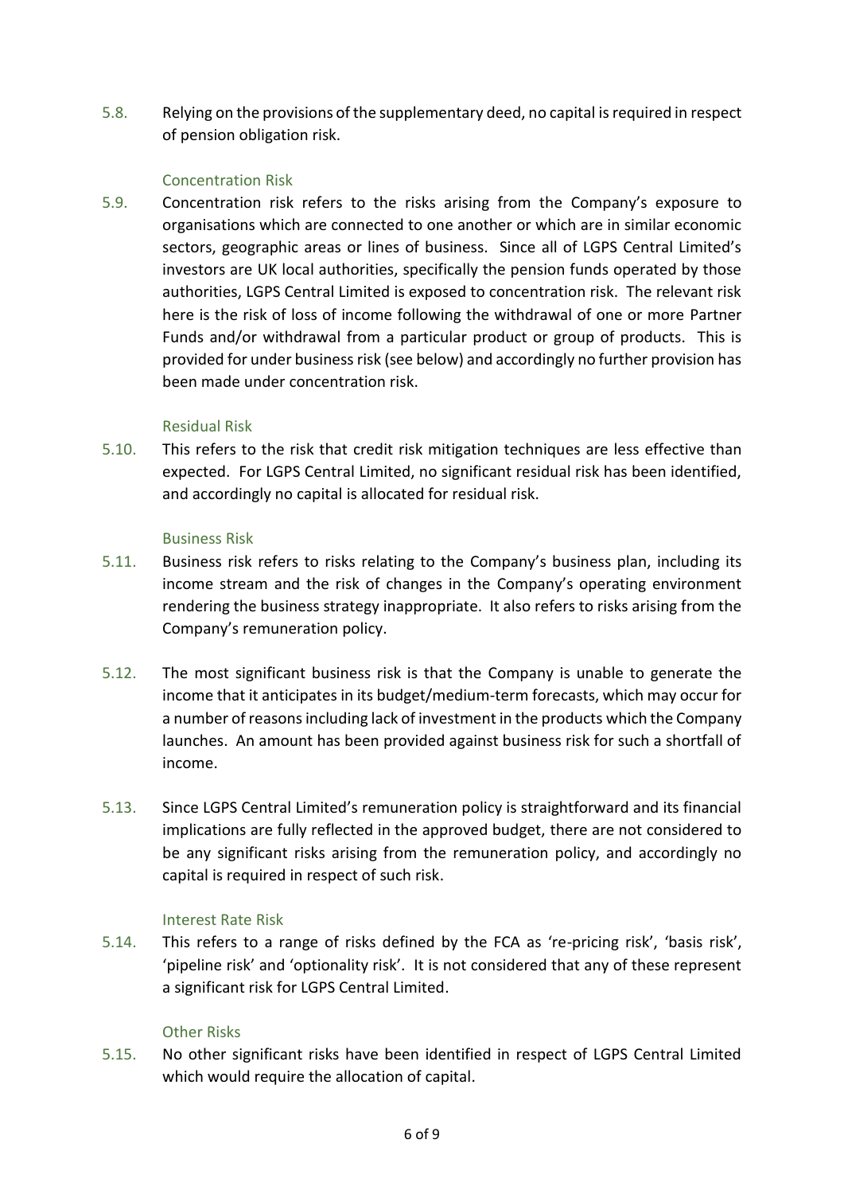5.8. Relying on the provisions of the supplementary deed, no capital is required in respect of pension obligation risk.

### Concentration Risk

5.9. Concentration risk refers to the risks arising from the Company's exposure to organisations which are connected to one another or which are in similar economic sectors, geographic areas or lines of business. Since all of LGPS Central Limited's investors are UK local authorities, specifically the pension funds operated by those authorities, LGPS Central Limited is exposed to concentration risk. The relevant risk here is the risk of loss of income following the withdrawal of one or more Partner Funds and/or withdrawal from a particular product or group of products. This is provided for under business risk (see below) and accordingly no further provision has been made under concentration risk.

### Residual Risk

5.10. This refers to the risk that credit risk mitigation techniques are less effective than expected. For LGPS Central Limited, no significant residual risk has been identified, and accordingly no capital is allocated for residual risk.

### Business Risk

5.11. Business risk refers to risks relating to the Company's business plan, including its income stream and the risk of changes in the Company's operating environment rendering the business strategy inappropriate. It also refers to risks arising from the Company's remuneration policy.

5.12. The most significant business risk is that the Company is unable to generate the income that it anticipates in its budget/medium-term forecasts, which may occur for a number of reasons including lack of investment in the products which the Company launches. An amount has been provided against business risk for such a shortfall of income.

5.13. Since LGPS Central Limited's remuneration policy is straightforward and its financial implications are fully reflected in the approved budget, there are not considered to be any significant risks arising from the remuneration policy, and accordingly no capital is required in respect of such risk.

### Interest Rate Risk

5.14. This refers to a range of risks defined by the FCA as 're-pricing risk', 'basis risk', 'pipeline risk' and 'optionality risk'. It is not considered that any of these represent a significant risk for LGPS Central Limited.

### Other Risks

5.15. No other significant risks have been identified in respect of LGPS Central Limited which would require the allocation of capital.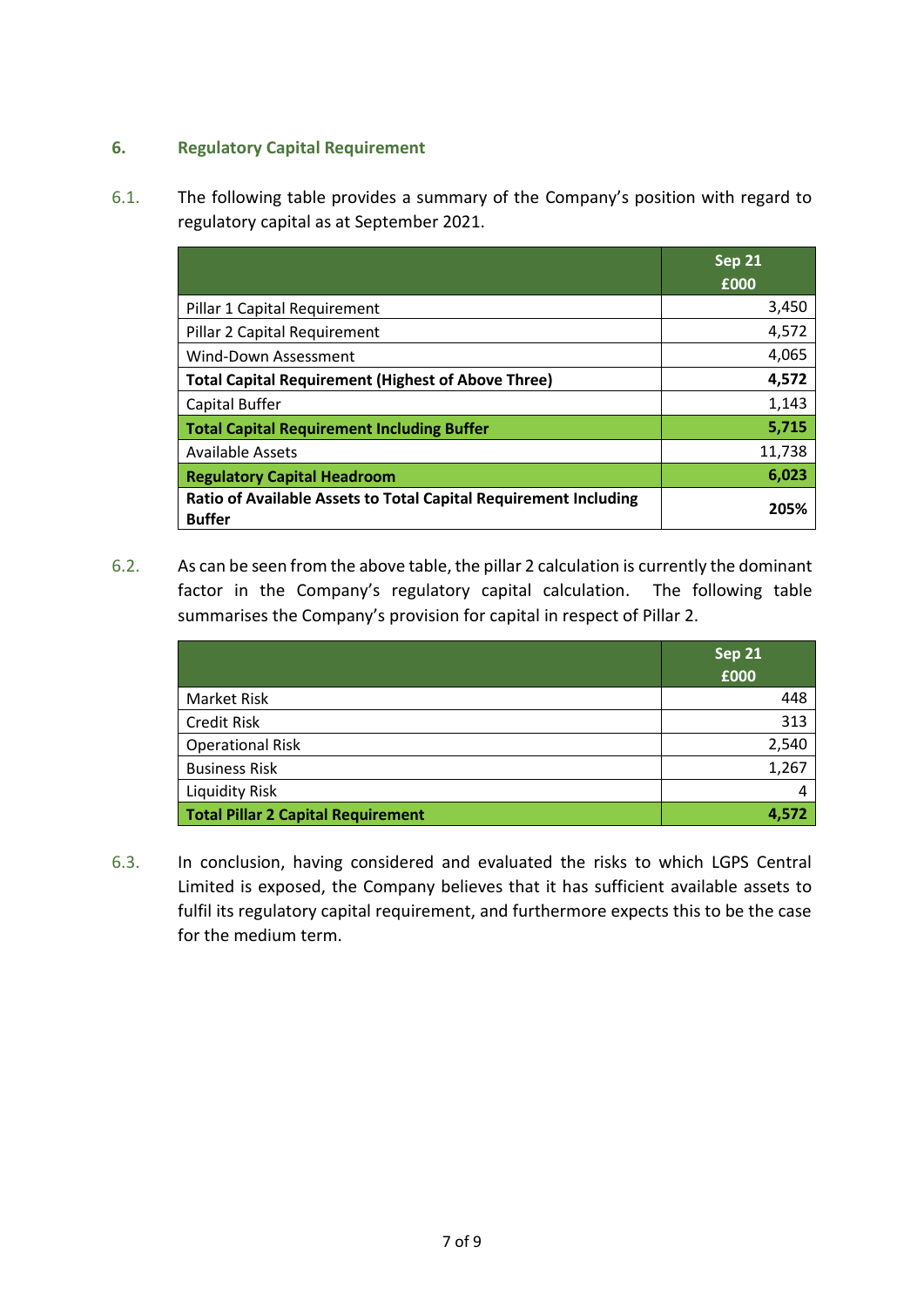## 6. Regulatory Capital Requirement

6.1. The following table provides a summary of the Company's position with regard to regulatory capital as at September 2021.

| | Sep 21 £000 |
|---|---:|
| Pillar 1 Capital Requirement | 3,450 |
| Pillar 2 Capital Requirement | 4,572 |
| Wind-Down Assessment | 4,065 |
| **Total Capital Requirement (Highest of Above Three)** | **4,572** |
| Capital Buffer | 1,143 |
| **Total Capital Requirement Including Buffer** | **5,715** |
| Available Assets | 11,738 |
| **Regulatory Capital Headroom** | **6,023** |
| **Ratio of Available Assets to Total Capital Requirement Including Buffer** | **205%** |

6.2. As can be seen from the above table, the pillar 2 calculation is currently the dominant factor in the Company's regulatory capital calculation. The following table summarises the Company's provision for capital in respect of Pillar 2.

| | Sep 21 £000 |
|---|---:|
| Market Risk | 448 |
| Credit Risk | 313 |
| Operational Risk | 2,540 |
| Business Risk | 1,267 |
| Liquidity Risk | 4 |
| **Total Pillar 2 Capital Requirement** | **4,572** |

6.3. In conclusion, having considered and evaluated the risks to which LGPS Central Limited is exposed, the Company believes that it has sufficient available assets to fulfil its regulatory capital requirement, and furthermore expects this to be the case for the medium term.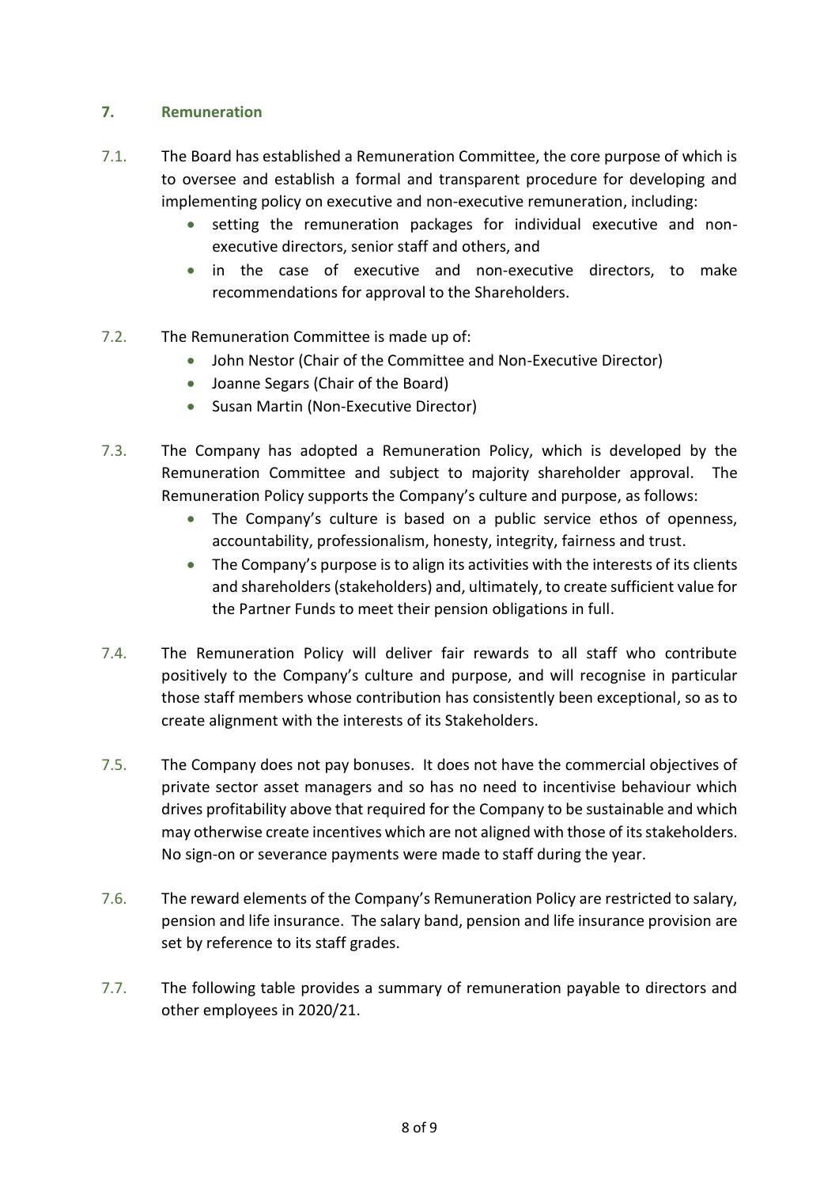## 7. Remuneration

7.1. The Board has established a Remuneration Committee, the core purpose of which is to oversee and establish a formal and transparent procedure for developing and implementing policy on executive and non-executive remuneration, including:

- setting the remuneration packages for individual executive and non-executive directors, senior staff and others, and
- in the case of executive and non-executive directors, to make recommendations for approval to the Shareholders.

7.2. The Remuneration Committee is made up of:

- John Nestor (Chair of the Committee and Non-Executive Director)
- Joanne Segars (Chair of the Board)
- Susan Martin (Non-Executive Director)

7.3. The Company has adopted a Remuneration Policy, which is developed by the Remuneration Committee and subject to majority shareholder approval. The Remuneration Policy supports the Company's culture and purpose, as follows:

- The Company's culture is based on a public service ethos of openness, accountability, professionalism, honesty, integrity, fairness and trust.
- The Company's purpose is to align its activities with the interests of its clients and shareholders (stakeholders) and, ultimately, to create sufficient value for the Partner Funds to meet their pension obligations in full.

7.4. The Remuneration Policy will deliver fair rewards to all staff who contribute positively to the Company's culture and purpose, and will recognise in particular those staff members whose contribution has consistently been exceptional, so as to create alignment with the interests of its Stakeholders.

7.5. The Company does not pay bonuses. It does not have the commercial objectives of private sector asset managers and so has no need to incentivise behaviour which drives profitability above that required for the Company to be sustainable and which may otherwise create incentives which are not aligned with those of its stakeholders. No sign-on or severance payments were made to staff during the year.

7.6. The reward elements of the Company's Remuneration Policy are restricted to salary, pension and life insurance. The salary band, pension and life insurance provision are set by reference to its staff grades.

7.7. The following table provides a summary of remuneration payable to directors and other employees in 2020/21.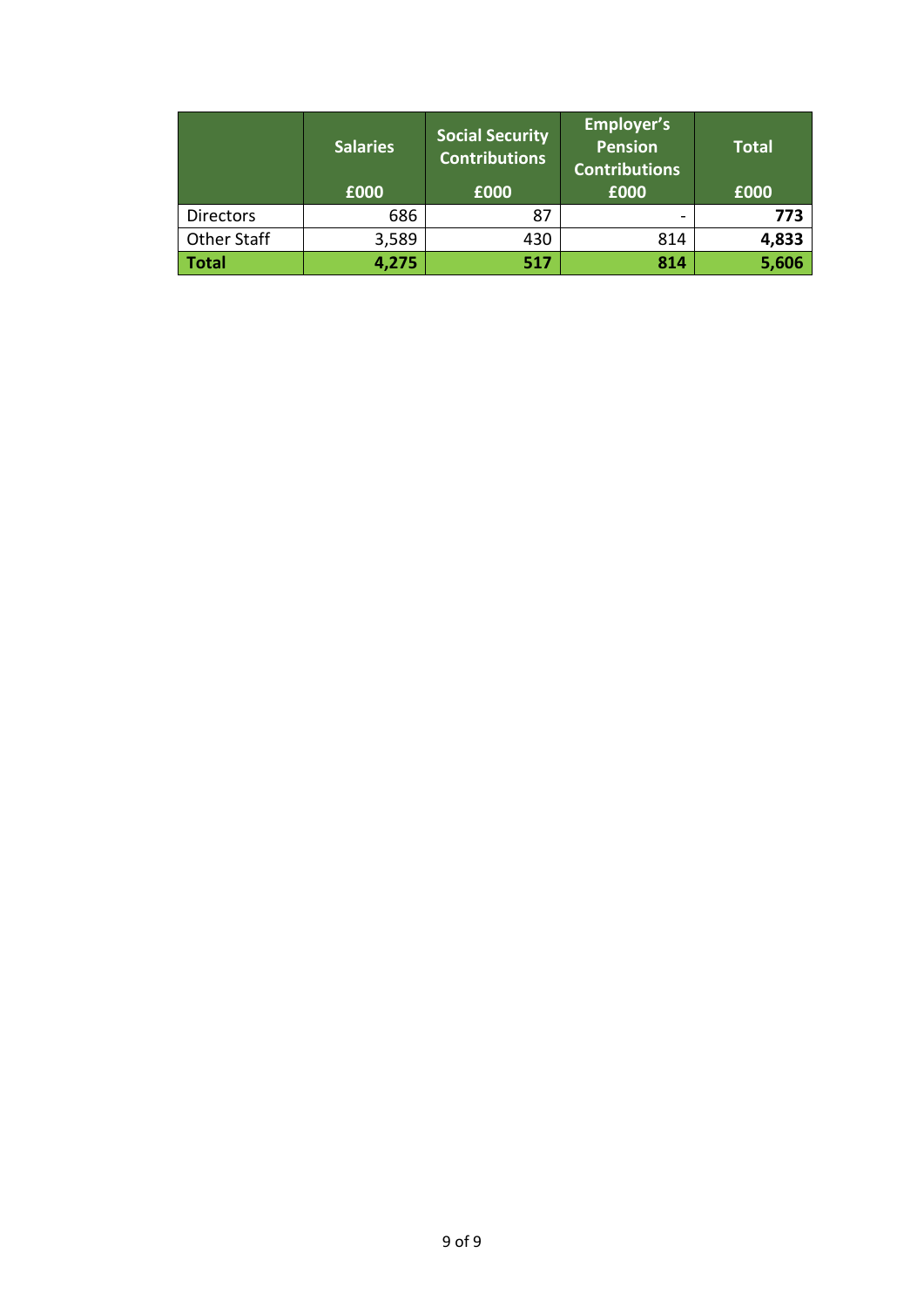| | Salaries<br>£000 | Social Security Contributions<br>£000 | Employer's Pension Contributions<br>£000 | Total<br>£000 |
|---|---|---|---|---|
| Directors | 686 | 87 | - | **773** |
| Other Staff | 3,589 | 430 | 814 | **4,833** |
| **Total** | **4,275** | **517** | **814** | **5,606** |